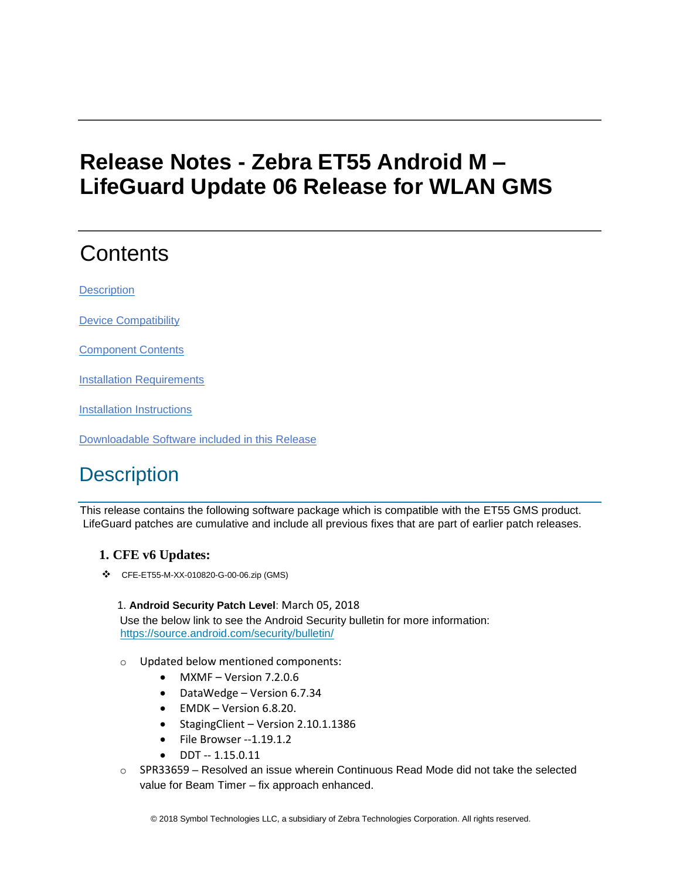# Release Notes - Zebra ET55 Android M – LifeGuard Update 06 Release for WLAN GMS

## Contents

[Description](#description)

[Device Compatibility](#device-compatibility)

[Component Contents](#component-contents)

[Installation Requirements](#installation-requirements)

[Installation Instructions](#installation-instructions)

[Downloadable Software included in this Release](#downloadable-software-included-in-this-release)

## Description

This release contains the following software package which is compatible with the ET55 GMS product. LifeGuard patches are cumulative and include all previous fixes that are part of earlier patch releases.

### 1. CFE v6 Updates:

- CFE-ET55-M-XX-010820-G-00-06.zip (GMS)

  1. **Android Security Patch Level**: March 05, 2018
     Use the below link to see the Android Security bulletin for more information: [https://source.android.com/security/bulletin/](https://source.android.com/security/bulletin/)

  - Updated below mentioned components:
    - MXMF – Version 7.2.0.6
    - DataWedge – Version 6.7.34
    - EMDK – Version 6.8.20.
    - StagingClient – Version 2.10.1.1386
    - File Browser --1.19.1.2
    - DDT -- 1.15.0.11
  - SPR33659 – Resolved an issue wherein Continuous Read Mode did not take the selected value for Beam Timer – fix approach enhanced.

© 2018 Symbol Technologies LLC, a subsidiary of Zebra Technologies Corporation. All rights reserved.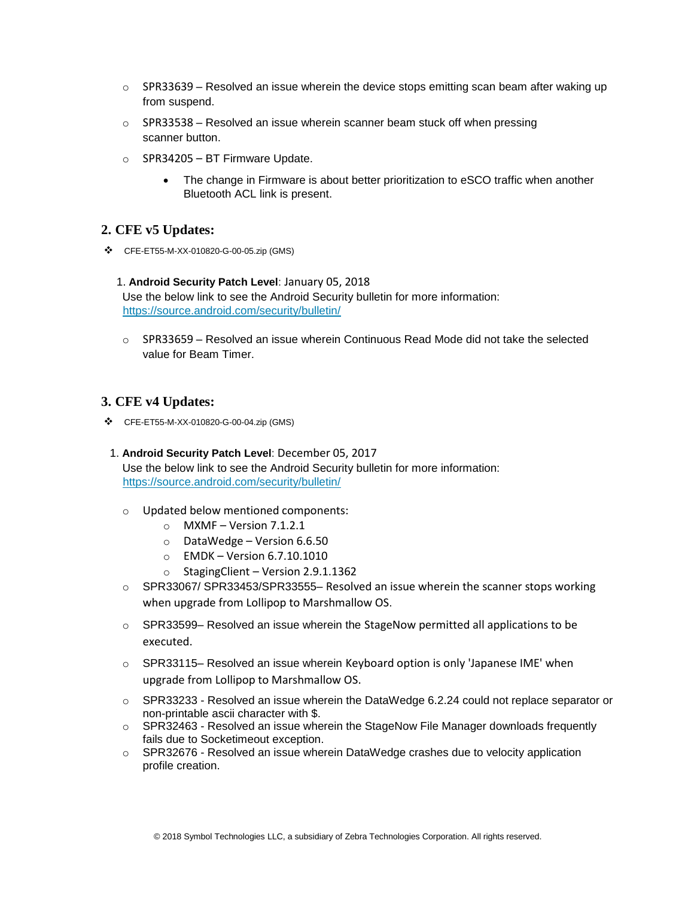- SPR33639 – Resolved an issue wherein the device stops emitting scan beam after waking up from suspend.
- SPR33538 – Resolved an issue wherein scanner beam stuck off when pressing scanner button.
- SPR34205 – BT Firmware Update.
  - The change in Firmware is about better prioritization to eSCO traffic when another Bluetooth ACL link is present.

## 2. CFE v5 Updates:

❖ CFE-ET55-M-XX-010820-G-00-05.zip (GMS)

1. **Android Security Patch Level**: January 05, 2018
   Use the below link to see the Android Security bulletin for more information: [https://source.android.com/security/bulletin/](https://source.android.com/security/bulletin/)

   - SPR33659 – Resolved an issue wherein Continuous Read Mode did not take the selected value for Beam Timer.

## 3. CFE v4 Updates:

❖ CFE-ET55-M-XX-010820-G-00-04.zip (GMS)

1. **Android Security Patch Level**: December 05, 2017
   Use the below link to see the Android Security bulletin for more information: [https://source.android.com/security/bulletin/](https://source.android.com/security/bulletin/)

   - Updated below mentioned components:
     - MXMF – Version 7.1.2.1
     - DataWedge – Version 6.6.50
     - EMDK – Version 6.7.10.1010
     - StagingClient – Version 2.9.1.1362
   - SPR33067/ SPR33453/SPR33555– Resolved an issue wherein the scanner stops working when upgrade from Lollipop to Marshmallow OS.
   - SPR33599– Resolved an issue wherein the StageNow permitted all applications to be executed.
   - SPR33115– Resolved an issue wherein Keyboard option is only 'Japanese IME' when upgrade from Lollipop to Marshmallow OS.
   - SPR33233 - Resolved an issue wherein the DataWedge 6.2.24 could not replace separator or non-printable ascii character with $.
   - SPR32463 - Resolved an issue wherein the StageNow File Manager downloads frequently fails due to Socketimeout exception.
   - SPR32676 - Resolved an issue wherein DataWedge crashes due to velocity application profile creation.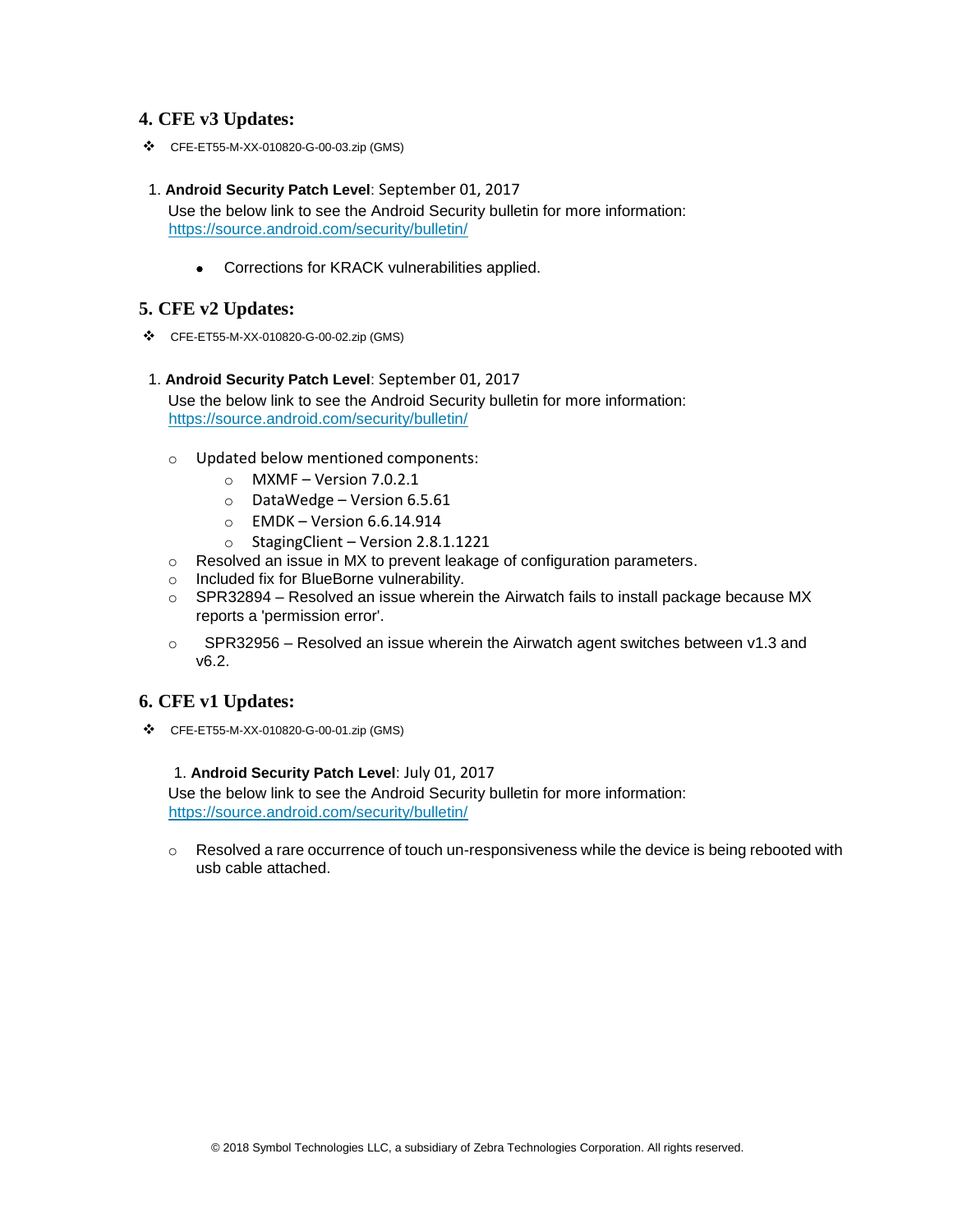## 4. CFE v3 Updates:

- CFE-ET55-M-XX-010820-G-00-03.zip (GMS)

1. **Android Security Patch Level**: September 01, 2017
   Use the below link to see the Android Security bulletin for more information:
   https://source.android.com/security/bulletin/

   - Corrections for KRACK vulnerabilities applied.

## 5. CFE v2 Updates:

- CFE-ET55-M-XX-010820-G-00-02.zip (GMS)

1. **Android Security Patch Level**: September 01, 2017
   Use the below link to see the Android Security bulletin for more information:
   https://source.android.com/security/bulletin/

   - Updated below mentioned components:
     - MXMF – Version 7.0.2.1
     - DataWedge – Version 6.5.61
     - EMDK – Version 6.6.14.914
     - StagingClient – Version 2.8.1.1221
   - Resolved an issue in MX to prevent leakage of configuration parameters.
   - Included fix for BlueBorne vulnerability.
   - SPR32894 – Resolved an issue wherein the Airwatch fails to install package because MX reports a 'permission error'.
   - SPR32956 – Resolved an issue wherein the Airwatch agent switches between v1.3 and v6.2.

## 6. CFE v1 Updates:

- CFE-ET55-M-XX-010820-G-00-01.zip (GMS)

1. **Android Security Patch Level**: July 01, 2017
   Use the below link to see the Android Security bulletin for more information:
   https://source.android.com/security/bulletin/

   - Resolved a rare occurrence of touch un-responsiveness while the device is being rebooted with usb cable attached.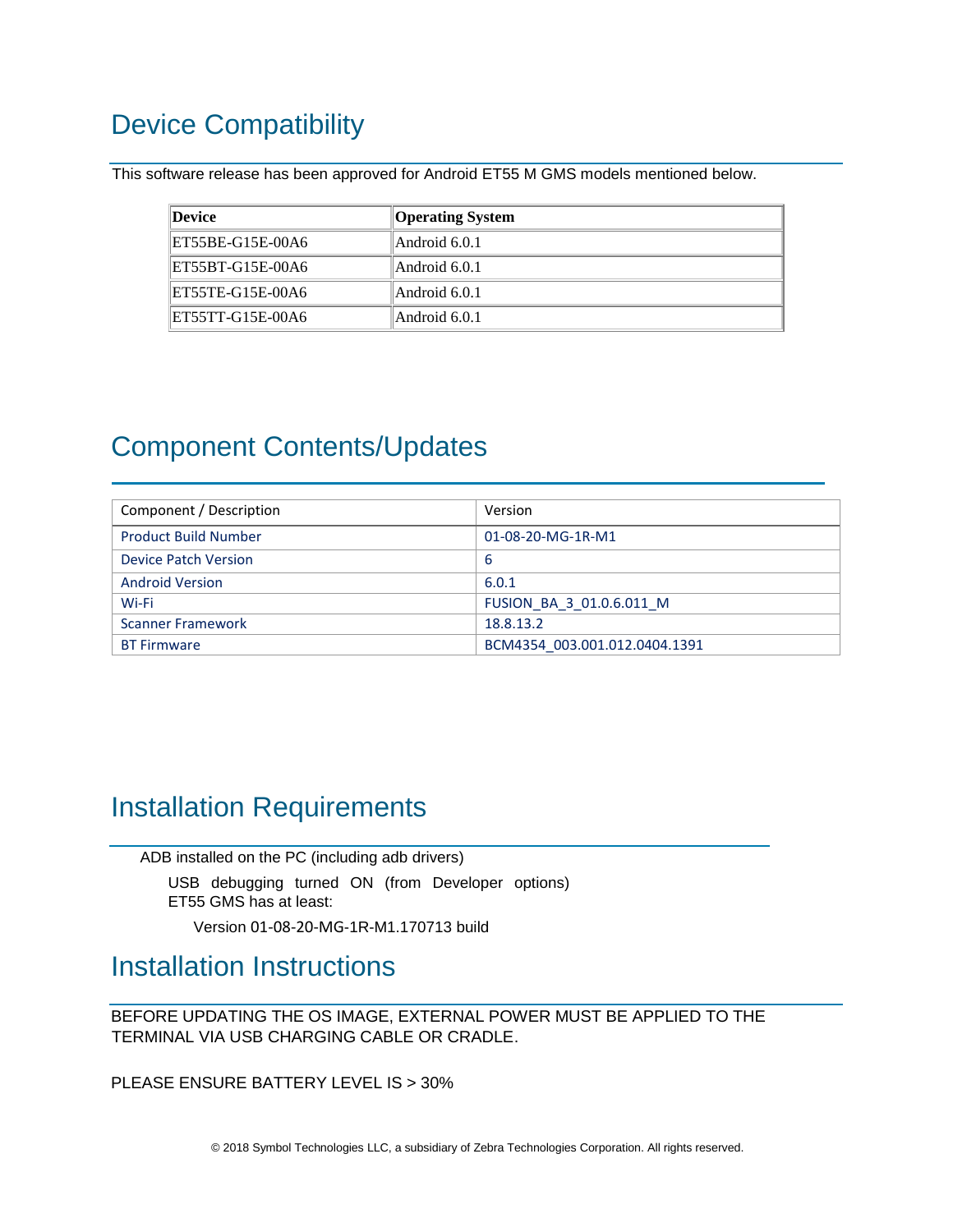# Device Compatibility

This software release has been approved for Android ET55 M GMS models mentioned below.

| Device | Operating System |
|---|---|
| ET55BE-G15E-00A6 | Android 6.0.1 |
| ET55BT-G15E-00A6 | Android 6.0.1 |
| ET55TE-G15E-00A6 | Android 6.0.1 |
| ET55TT-G15E-00A6 | Android 6.0.1 |

# Component Contents/Updates

| Component / Description | Version |
|---|---|
| Product Build Number | 01-08-20-MG-1R-M1 |
| Device Patch Version | 6 |
| Android Version | 6.0.1 |
| Wi-Fi | FUSION_BA_3_01.0.6.011_M |
| Scanner Framework | 18.8.13.2 |
| BT Firmware | BCM4354_003.001.012.0404.1391 |

# Installation Requirements

ADB installed on the PC (including adb drivers)

USB debugging turned ON (from Developer options)
ET55 GMS has at least:

Version 01-08-20-MG-1R-M1.170713 build

# Installation Instructions

BEFORE UPDATING THE OS IMAGE, EXTERNAL POWER MUST BE APPLIED TO THE TERMINAL VIA USB CHARGING CABLE OR CRADLE.

PLEASE ENSURE BATTERY LEVEL IS > 30%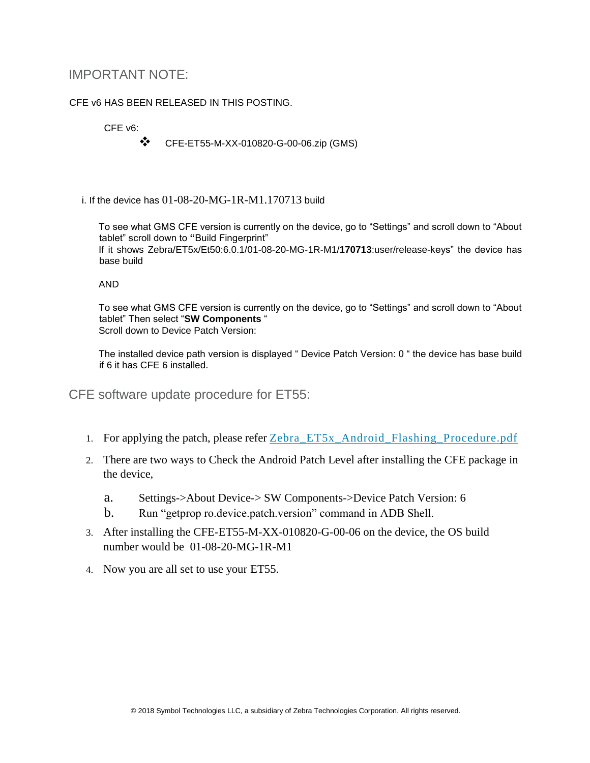## IMPORTANT NOTE:

CFE v6 HAS BEEN RELEASED IN THIS POSTING.

CFE v6:

- CFE-ET55-M-XX-010820-G-00-06.zip (GMS)

i. If the device has 01-08-20-MG-1R-M1.170713 build

To see what GMS CFE version is currently on the device, go to “Settings” and scroll down to “About tablet” scroll down to **“**Build Fingerprint”
If it shows Zebra/ET5x/Et50:6.0.1/01-08-20-MG-1R-M1/**170713**:user/release-keys” the device has base build

AND

To see what GMS CFE version is currently on the device, go to “Settings” and scroll down to “About tablet” Then select “**SW Components** “
Scroll down to Device Patch Version:

The installed device path version is displayed “ Device Patch Version: 0 “ the device has base build if 6 it has CFE 6 installed.

## CFE software update procedure for ET55:

1. For applying the patch, please refer Zebra_ET5x_Android_Flashing_Procedure.pdf
2. There are two ways to Check the Android Patch Level after installing the CFE package in the device,
   a. Settings->About Device-> SW Components->Device Patch Version: 6
   b. Run “getprop ro.device.patch.version” command in ADB Shell.
3. After installing the CFE-ET55-M-XX-010820-G-00-06 on the device, the OS build number would be 01-08-20-MG-1R-M1
4. Now you are all set to use your ET55.

© 2018 Symbol Technologies LLC, a subsidiary of Zebra Technologies Corporation. All rights reserved.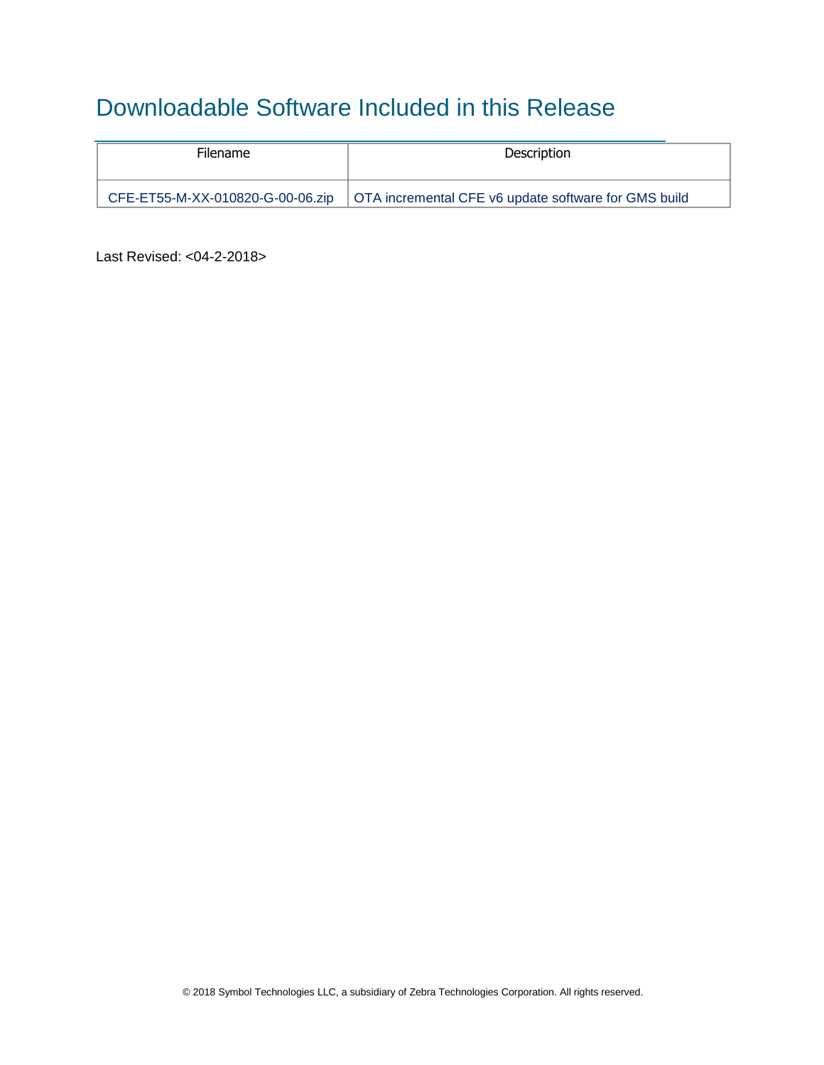# Downloadable Software Included in this Release

| Filename | Description |
|---|---|
| CFE-ET55-M-XX-010820-G-00-06.zip | OTA incremental CFE v6 update software for GMS build |

Last Revised: <04-2-2018>

© 2018 Symbol Technologies LLC, a subsidiary of Zebra Technologies Corporation. All rights reserved.